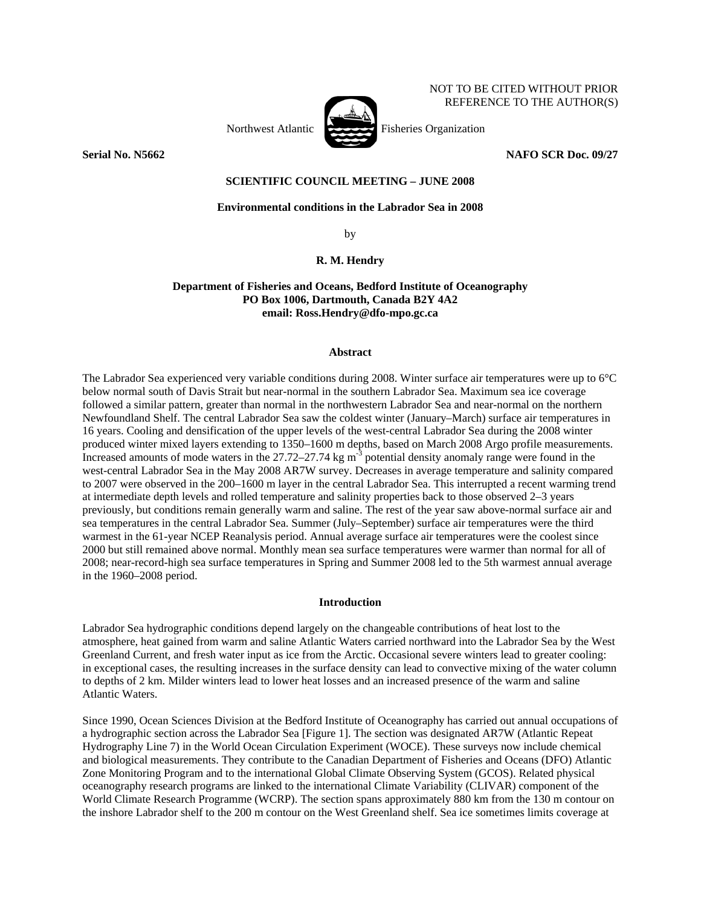NOT TO BE CITED WITHOUT PRIOR REFERENCE TO THE AUTHOR(S)

Northwest Atlantic Fisheries Organization

**Serial No. N5662** **NAFO SCR Doc. 09/27**

**SCIENTIFIC COUNCIL MEETING – JUNE 2008**

# Environmental conditions in the Labrador Sea in 2008

by

**R. M. Hendry**

**Department of Fisheries and Oceans, Bedford Institute of Oceanography**
**PO Box 1006, Dartmouth, Canada B2Y 4A2**
**email: Ross.Hendry@dfo-mpo.gc.ca**

## Abstract

The Labrador Sea experienced very variable conditions during 2008. Winter surface air temperatures were up to 6°C below normal south of Davis Strait but near-normal in the southern Labrador Sea. Maximum sea ice coverage followed a similar pattern, greater than normal in the northwestern Labrador Sea and near-normal on the northern Newfoundland Shelf. The central Labrador Sea saw the coldest winter (January–March) surface air temperatures in 16 years. Cooling and densification of the upper levels of the west-central Labrador Sea during the 2008 winter produced winter mixed layers extending to 1350–1600 m depths, based on March 2008 Argo profile measurements. Increased amounts of mode waters in the 27.72–27.74 kg m$^{-3}$ potential density anomaly range were found in the west-central Labrador Sea in the May 2008 AR7W survey. Decreases in average temperature and salinity compared to 2007 were observed in the 200–1600 m layer in the central Labrador Sea. This interrupted a recent warming trend at intermediate depth levels and rolled temperature and salinity properties back to those observed 2–3 years previously, but conditions remain generally warm and saline. The rest of the year saw above-normal surface air and sea temperatures in the central Labrador Sea. Summer (July–September) surface air temperatures were the third warmest in the 61-year NCEP Reanalysis period. Annual average surface air temperatures were the coolest since 2000 but still remained above normal. Monthly mean sea surface temperatures were warmer than normal for all of 2008; near-record-high sea surface temperatures in Spring and Summer 2008 led to the 5th warmest annual average in the 1960–2008 period.

## Introduction

Labrador Sea hydrographic conditions depend largely on the changeable contributions of heat lost to the atmosphere, heat gained from warm and saline Atlantic Waters carried northward into the Labrador Sea by the West Greenland Current, and fresh water input as ice from the Arctic. Occasional severe winters lead to greater cooling: in exceptional cases, the resulting increases in the surface density can lead to convective mixing of the water column to depths of 2 km. Milder winters lead to lower heat losses and an increased presence of the warm and saline Atlantic Waters.

Since 1990, Ocean Sciences Division at the Bedford Institute of Oceanography has carried out annual occupations of a hydrographic section across the Labrador Sea [Figure 1]. The section was designated AR7W (Atlantic Repeat Hydrography Line 7) in the World Ocean Circulation Experiment (WOCE). These surveys now include chemical and biological measurements. They contribute to the Canadian Department of Fisheries and Oceans (DFO) Atlantic Zone Monitoring Program and to the international Global Climate Observing System (GCOS). Related physical oceanography research programs are linked to the international Climate Variability (CLIVAR) component of the World Climate Research Programme (WCRP). The section spans approximately 880 km from the 130 m contour on the inshore Labrador shelf to the 200 m contour on the West Greenland shelf. Sea ice sometimes limits coverage at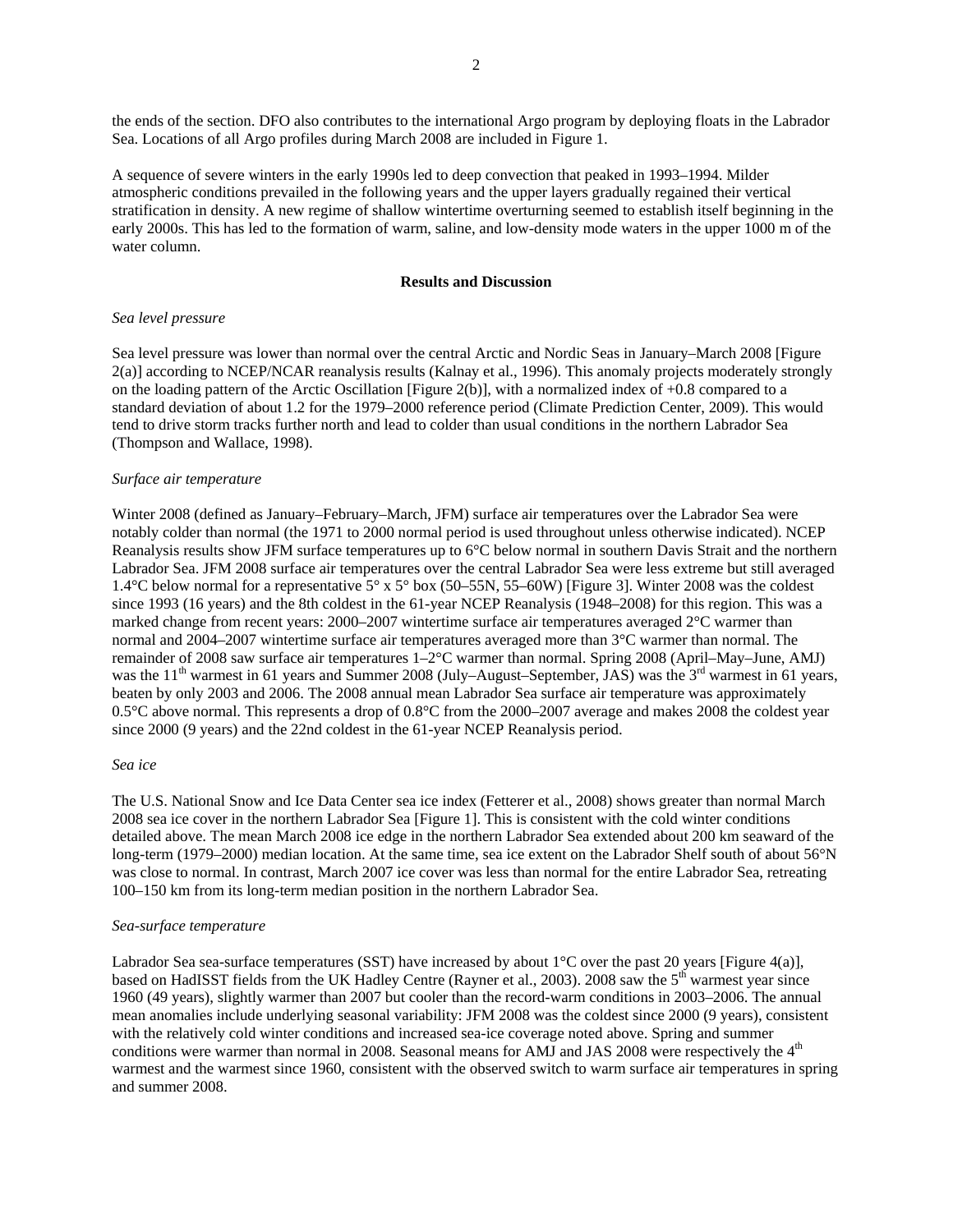the ends of the section. DFO also contributes to the international Argo program by deploying floats in the Labrador Sea. Locations of all Argo profiles during March 2008 are included in Figure 1.

A sequence of severe winters in the early 1990s led to deep convection that peaked in 1993–1994. Milder atmospheric conditions prevailed in the following years and the upper layers gradually regained their vertical stratification in density. A new regime of shallow wintertime overturning seemed to establish itself beginning in the early 2000s. This has led to the formation of warm, saline, and low-density mode waters in the upper 1000 m of the water column.

## Results and Discussion

*Sea level pressure*

Sea level pressure was lower than normal over the central Arctic and Nordic Seas in January–March 2008 [Figure 2(a)] according to NCEP/NCAR reanalysis results (Kalnay et al., 1996). This anomaly projects moderately strongly on the loading pattern of the Arctic Oscillation [Figure 2(b)], with a normalized index of +0.8 compared to a standard deviation of about 1.2 for the 1979–2000 reference period (Climate Prediction Center, 2009). This would tend to drive storm tracks further north and lead to colder than usual conditions in the northern Labrador Sea (Thompson and Wallace, 1998).

*Surface air temperature*

Winter 2008 (defined as January–February–March, JFM) surface air temperatures over the Labrador Sea were notably colder than normal (the 1971 to 2000 normal period is used throughout unless otherwise indicated). NCEP Reanalysis results show JFM surface temperatures up to 6°C below normal in southern Davis Strait and the northern Labrador Sea. JFM 2008 surface air temperatures over the central Labrador Sea were less extreme but still averaged 1.4°C below normal for a representative 5° x 5° box (50–55N, 55–60W) [Figure 3]. Winter 2008 was the coldest since 1993 (16 years) and the 8th coldest in the 61-year NCEP Reanalysis (1948–2008) for this region. This was a marked change from recent years: 2000–2007 wintertime surface air temperatures averaged 2°C warmer than normal and 2004–2007 wintertime surface air temperatures averaged more than 3°C warmer than normal. The remainder of 2008 saw surface air temperatures 1–2°C warmer than normal. Spring 2008 (April–May–June, AMJ) was the 11th warmest in 61 years and Summer 2008 (July–August–September, JAS) was the 3rd warmest in 61 years, beaten by only 2003 and 2006. The 2008 annual mean Labrador Sea surface air temperature was approximately 0.5°C above normal. This represents a drop of 0.8°C from the 2000–2007 average and makes 2008 the coldest year since 2000 (9 years) and the 22nd coldest in the 61-year NCEP Reanalysis period.

*Sea ice*

The U.S. National Snow and Ice Data Center sea ice index (Fetterer et al., 2008) shows greater than normal March 2008 sea ice cover in the northern Labrador Sea [Figure 1]. This is consistent with the cold winter conditions detailed above. The mean March 2008 ice edge in the northern Labrador Sea extended about 200 km seaward of the long-term (1979–2000) median location. At the same time, sea ice extent on the Labrador Shelf south of about 56°N was close to normal. In contrast, March 2007 ice cover was less than normal for the entire Labrador Sea, retreating 100–150 km from its long-term median position in the northern Labrador Sea.

*Sea-surface temperature*

Labrador Sea sea-surface temperatures (SST) have increased by about 1°C over the past 20 years [Figure 4(a)], based on HadISST fields from the UK Hadley Centre (Rayner et al., 2003). 2008 saw the 5th warmest year since 1960 (49 years), slightly warmer than 2007 but cooler than the record-warm conditions in 2003–2006. The annual mean anomalies include underlying seasonal variability: JFM 2008 was the coldest since 2000 (9 years), consistent with the relatively cold winter conditions and increased sea-ice coverage noted above. Spring and summer conditions were warmer than normal in 2008. Seasonal means for AMJ and JAS 2008 were respectively the 4th warmest and the warmest since 1960, consistent with the observed switch to warm surface air temperatures in spring and summer 2008.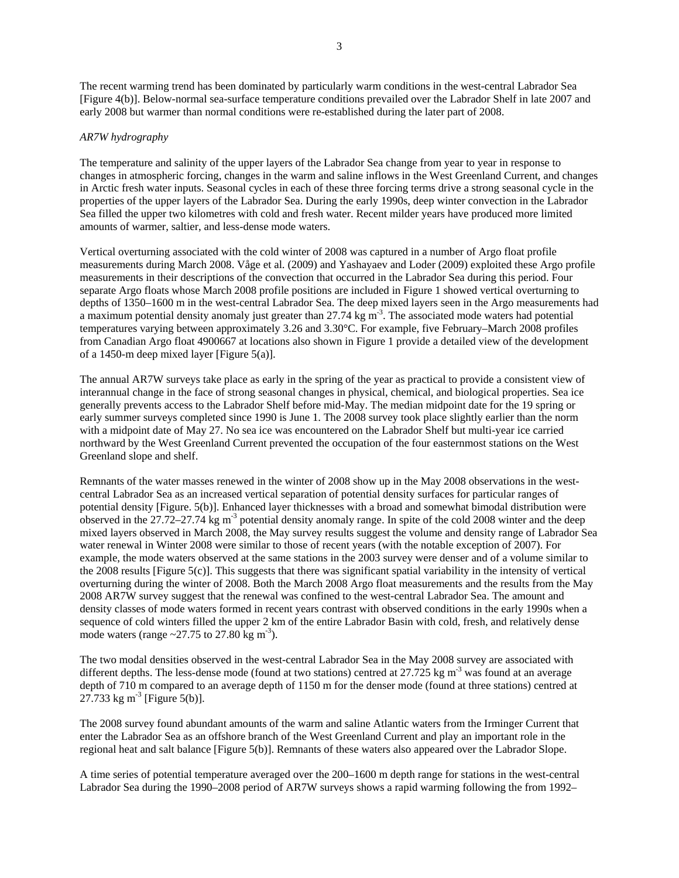The recent warming trend has been dominated by particularly warm conditions in the west-central Labrador Sea [Figure 4(b)]. Below-normal sea-surface temperature conditions prevailed over the Labrador Shelf in late 2007 and early 2008 but warmer than normal conditions were re-established during the later part of 2008.

*AR7W hydrography*

The temperature and salinity of the upper layers of the Labrador Sea change from year to year in response to changes in atmospheric forcing, changes in the warm and saline inflows in the West Greenland Current, and changes in Arctic fresh water inputs. Seasonal cycles in each of these three forcing terms drive a strong seasonal cycle in the properties of the upper layers of the Labrador Sea. During the early 1990s, deep winter convection in the Labrador Sea filled the upper two kilometres with cold and fresh water. Recent milder years have produced more limited amounts of warmer, saltier, and less-dense mode waters.

Vertical overturning associated with the cold winter of 2008 was captured in a number of Argo float profile measurements during March 2008. Våge et al. (2009) and Yashayaev and Loder (2009) exploited these Argo profile measurements in their descriptions of the convection that occurred in the Labrador Sea during this period. Four separate Argo floats whose March 2008 profile positions are included in Figure 1 showed vertical overturning to depths of 1350–1600 m in the west-central Labrador Sea. The deep mixed layers seen in the Argo measurements had a maximum potential density anomaly just greater than 27.74 kg m$^{-3}$. The associated mode waters had potential temperatures varying between approximately 3.26 and 3.30°C. For example, five February–March 2008 profiles from Canadian Argo float 4900667 at locations also shown in Figure 1 provide a detailed view of the development of a 1450-m deep mixed layer [Figure 5(a)].

The annual AR7W surveys take place as early in the spring of the year as practical to provide a consistent view of interannual change in the face of strong seasonal changes in physical, chemical, and biological properties. Sea ice generally prevents access to the Labrador Shelf before mid-May. The median midpoint date for the 19 spring or early summer surveys completed since 1990 is June 1. The 2008 survey took place slightly earlier than the norm with a midpoint date of May 27. No sea ice was encountered on the Labrador Shelf but multi-year ice carried northward by the West Greenland Current prevented the occupation of the four easternmost stations on the West Greenland slope and shelf.

Remnants of the water masses renewed in the winter of 2008 show up in the May 2008 observations in the west-central Labrador Sea as an increased vertical separation of potential density surfaces for particular ranges of potential density [Figure. 5(b)]. Enhanced layer thicknesses with a broad and somewhat bimodal distribution were observed in the 27.72–27.74 kg m$^{-3}$ potential density anomaly range. In spite of the cold 2008 winter and the deep mixed layers observed in March 2008, the May survey results suggest the volume and density range of Labrador Sea water renewal in Winter 2008 were similar to those of recent years (with the notable exception of 2007). For example, the mode waters observed at the same stations in the 2003 survey were denser and of a volume similar to the 2008 results [Figure 5(c)]. This suggests that there was significant spatial variability in the intensity of vertical overturning during the winter of 2008. Both the March 2008 Argo float measurements and the results from the May 2008 AR7W survey suggest that the renewal was confined to the west-central Labrador Sea. The amount and density classes of mode waters formed in recent years contrast with observed conditions in the early 1990s when a sequence of cold winters filled the upper 2 km of the entire Labrador Basin with cold, fresh, and relatively dense mode waters (range ~27.75 to 27.80 kg m$^{-3}$).

The two modal densities observed in the west-central Labrador Sea in the May 2008 survey are associated with different depths. The less-dense mode (found at two stations) centred at 27.725 kg m$^{-3}$ was found at an average depth of 710 m compared to an average depth of 1150 m for the denser mode (found at three stations) centred at 27.733 kg m$^{-3}$ [Figure 5(b)].

The 2008 survey found abundant amounts of the warm and saline Atlantic waters from the Irminger Current that enter the Labrador Sea as an offshore branch of the West Greenland Current and play an important role in the regional heat and salt balance [Figure 5(b)]. Remnants of these waters also appeared over the Labrador Slope.

A time series of potential temperature averaged over the 200–1600 m depth range for stations in the west-central Labrador Sea during the 1990–2008 period of AR7W surveys shows a rapid warming following the from 1992–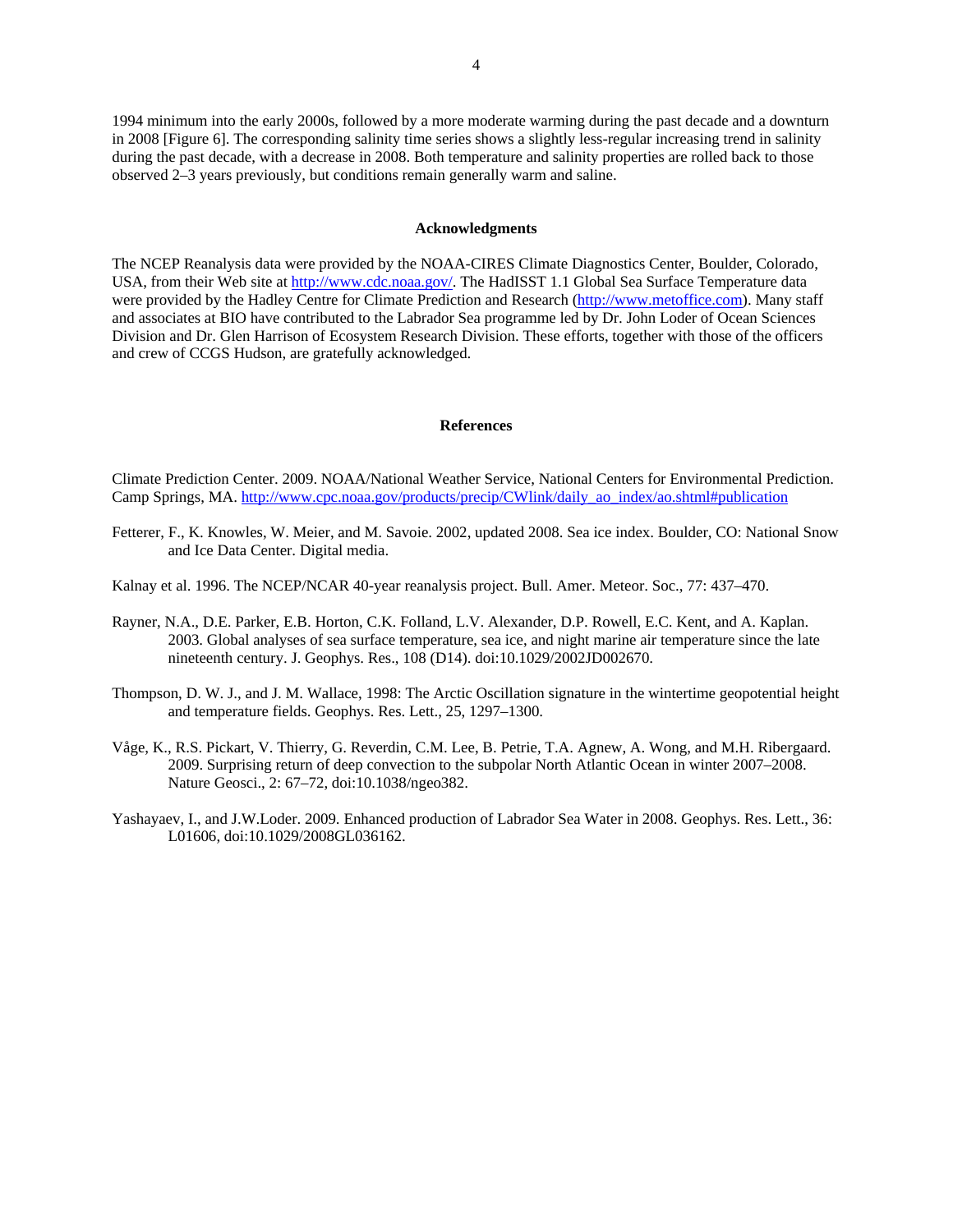1994 minimum into the early 2000s, followed by a more moderate warming during the past decade and a downturn in 2008 [Figure 6]. The corresponding salinity time series shows a slightly less-regular increasing trend in salinity during the past decade, with a decrease in 2008. Both temperature and salinity properties are rolled back to those observed 2–3 years previously, but conditions remain generally warm and saline.

## Acknowledgments

The NCEP Reanalysis data were provided by the NOAA-CIRES Climate Diagnostics Center, Boulder, Colorado, USA, from their Web site at http://www.cdc.noaa.gov/. The HadISST 1.1 Global Sea Surface Temperature data were provided by the Hadley Centre for Climate Prediction and Research (http://www.metoffice.com). Many staff and associates at BIO have contributed to the Labrador Sea programme led by Dr. John Loder of Ocean Sciences Division and Dr. Glen Harrison of Ecosystem Research Division. These efforts, together with those of the officers and crew of CCGS Hudson, are gratefully acknowledged.

## References

Climate Prediction Center. 2009. NOAA/National Weather Service, National Centers for Environmental Prediction. Camp Springs, MA. http://www.cpc.noaa.gov/products/precip/CWlink/daily_ao_index/ao.shtml#publication

Fetterer, F., K. Knowles, W. Meier, and M. Savoie. 2002, updated 2008. Sea ice index. Boulder, CO: National Snow and Ice Data Center. Digital media.

Kalnay et al. 1996. The NCEP/NCAR 40-year reanalysis project. Bull. Amer. Meteor. Soc., 77: 437–470.

Rayner, N.A., D.E. Parker, E.B. Horton, C.K. Folland, L.V. Alexander, D.P. Rowell, E.C. Kent, and A. Kaplan. 2003. Global analyses of sea surface temperature, sea ice, and night marine air temperature since the late nineteenth century. J. Geophys. Res., 108 (D14). doi:10.1029/2002JD002670.

Thompson, D. W. J., and J. M. Wallace, 1998: The Arctic Oscillation signature in the wintertime geopotential height and temperature fields. Geophys. Res. Lett., 25, 1297–1300.

Våge, K., R.S. Pickart, V. Thierry, G. Reverdin, C.M. Lee, B. Petrie, T.A. Agnew, A. Wong, and M.H. Ribergaard. 2009. Surprising return of deep convection to the subpolar North Atlantic Ocean in winter 2007–2008. Nature Geosci., 2: 67–72, doi:10.1038/ngeo382.

Yashayaev, I., and J.W.Loder. 2009. Enhanced production of Labrador Sea Water in 2008. Geophys. Res. Lett., 36: L01606, doi:10.1029/2008GL036162.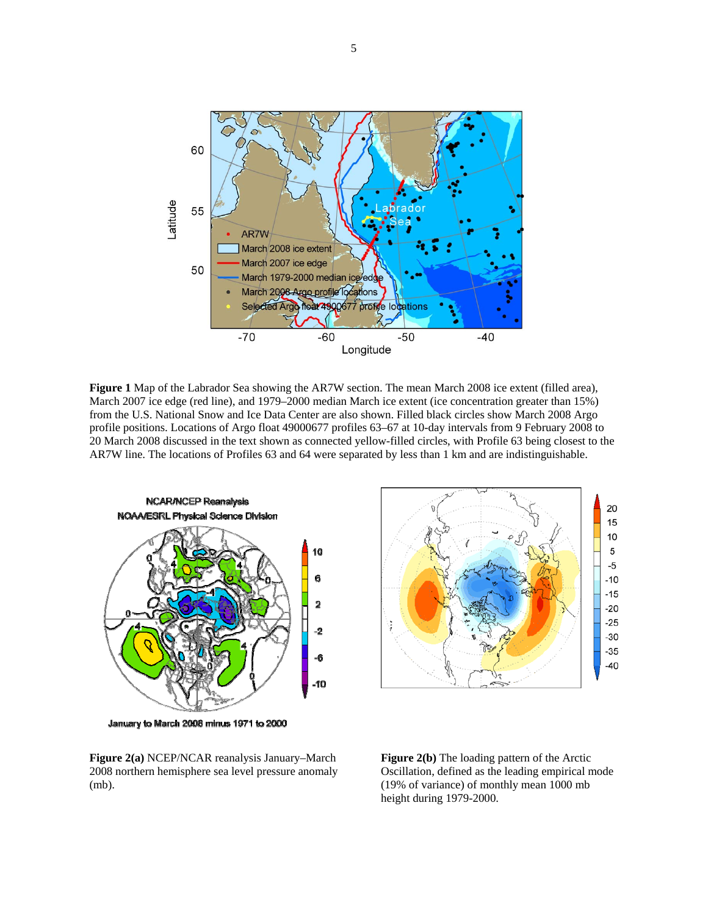**Figure 1** Map of the Labrador Sea showing the AR7W section. The mean March 2008 ice extent (filled area), March 2007 ice edge (red line), and 1979–2000 median March ice extent (ice concentration greater than 15%) from the U.S. National Snow and Ice Data Center are also shown. Filled black circles show March 2008 Argo profile positions. Locations of Argo float 49000677 profiles 63–67 at 10-day intervals from 9 February 2008 to 20 March 2008 discussed in the text shown as connected yellow-filled circles, with Profile 63 being closest to the AR7W line. The locations of Profiles 63 and 64 were separated by less than 1 km and are indistinguishable.

**Figure 2(a)** NCEP/NCAR reanalysis January–March 2008 northern hemisphere sea level pressure anomaly (mb).

**Figure 2(b)** The loading pattern of the Arctic Oscillation, defined as the leading empirical mode (19% of variance) of monthly mean 1000 mb height during 1979-2000.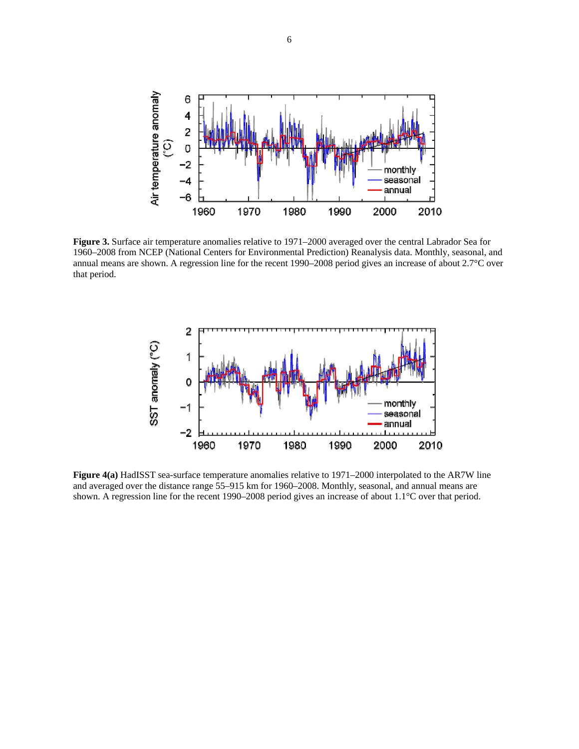**Figure 3.** Surface air temperature anomalies relative to 1971–2000 averaged over the central Labrador Sea for 1960–2008 from NCEP (National Centers for Environmental Prediction) Reanalysis data. Monthly, seasonal, and annual means are shown. A regression line for the recent 1990–2008 period gives an increase of about 2.7°C over that period.

**Figure 4(a)** HadISST sea-surface temperature anomalies relative to 1971–2000 interpolated to the AR7W line and averaged over the distance range 55–915 km for 1960–2008. Monthly, seasonal, and annual means are shown. A regression line for the recent 1990–2008 period gives an increase of about 1.1°C over that period.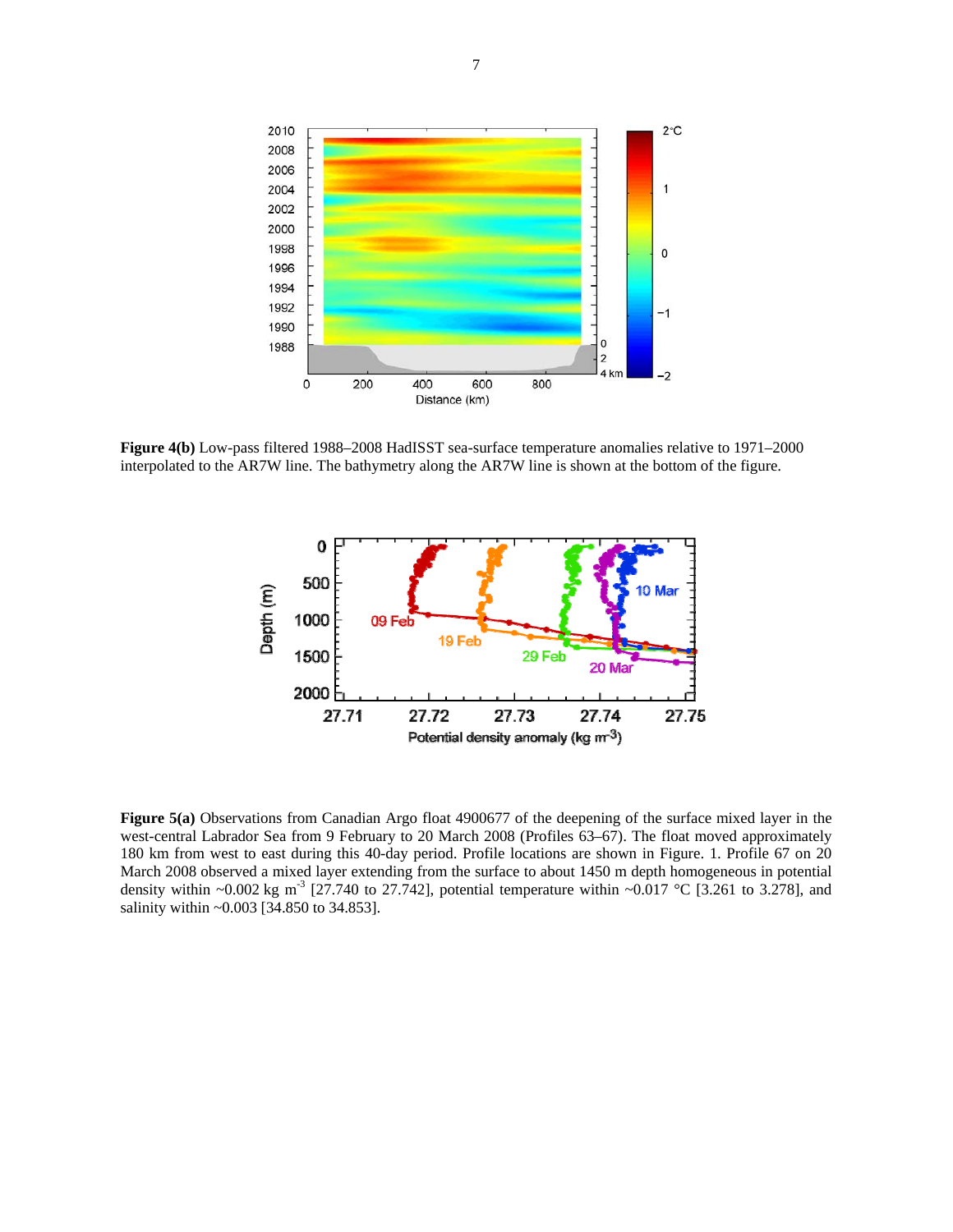**Figure 4(b)** Low-pass filtered 1988–2008 HadISST sea-surface temperature anomalies relative to 1971–2000 interpolated to the AR7W line. The bathymetry along the AR7W line is shown at the bottom of the figure.

**Figure 5(a)** Observations from Canadian Argo float 4900677 of the deepening of the surface mixed layer in the west-central Labrador Sea from 9 February to 20 March 2008 (Profiles 63–67). The float moved approximately 180 km from west to east during this 40-day period. Profile locations are shown in Figure. 1. Profile 67 on 20 March 2008 observed a mixed layer extending from the surface to about 1450 m depth homogeneous in potential density within ~0.002 kg m$^{-3}$ [27.740 to 27.742], potential temperature within ~0.017 °C [3.261 to 3.278], and salinity within ~0.003 [34.850 to 34.853].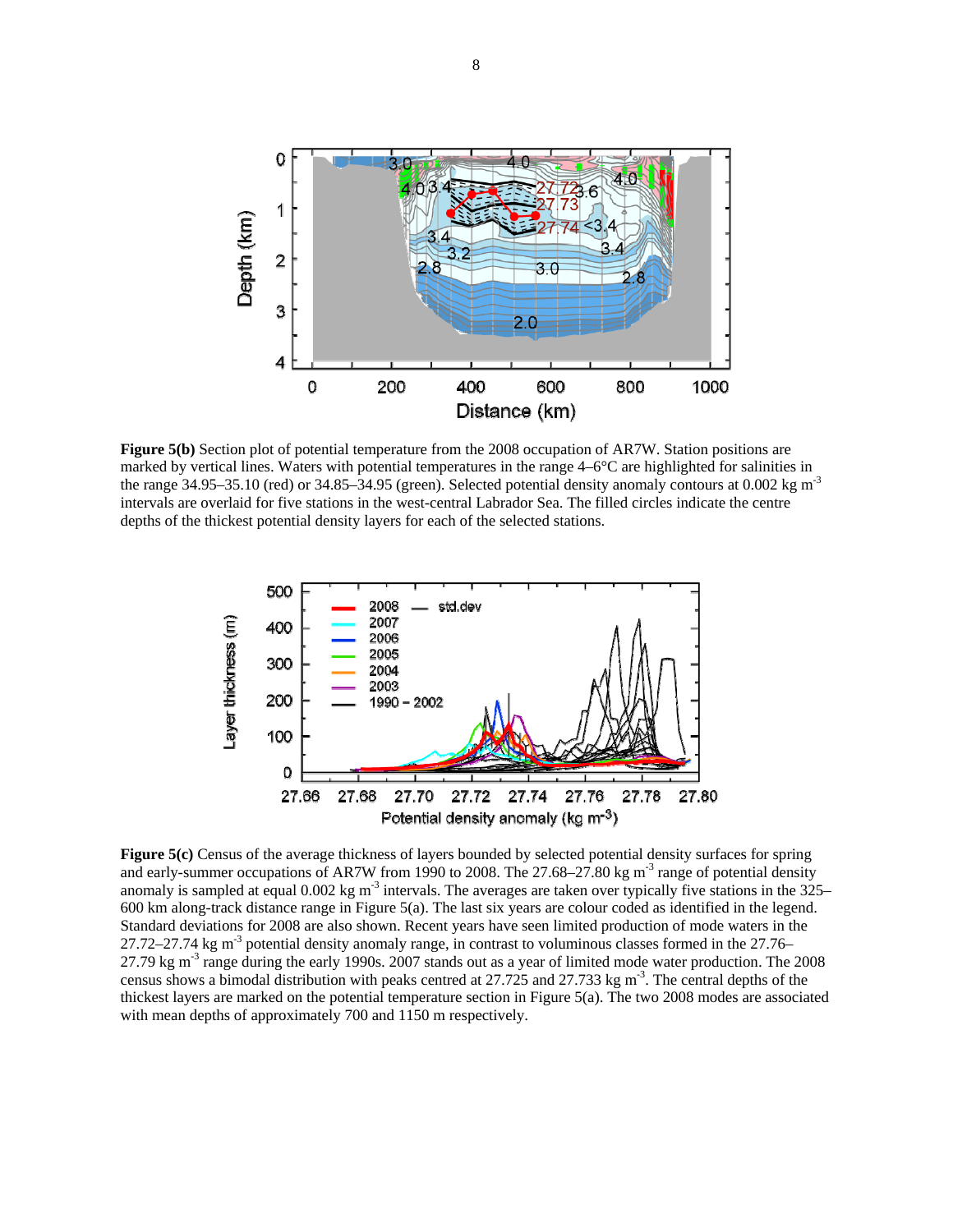**Figure 5(b)** Section plot of potential temperature from the 2008 occupation of AR7W. Station positions are marked by vertical lines. Waters with potential temperatures in the range 4–6°C are highlighted for salinities in the range 34.95–35.10 (red) or 34.85–34.95 (green). Selected potential density anomaly contours at 0.002 kg m$^{-3}$ intervals are overlaid for five stations in the west-central Labrador Sea. The filled circles indicate the centre depths of the thickest potential density layers for each of the selected stations.

**Figure 5(c)** Census of the average thickness of layers bounded by selected potential density surfaces for spring and early-summer occupations of AR7W from 1990 to 2008. The 27.68–27.80 kg m$^{-3}$ range of potential density anomaly is sampled at equal 0.002 kg m$^{-3}$ intervals. The averages are taken over typically five stations in the 325–600 km along-track distance range in Figure 5(a). The last six years are colour coded as identified in the legend. Standard deviations for 2008 are also shown. Recent years have seen limited production of mode waters in the 27.72–27.74 kg m$^{-3}$ potential density anomaly range, in contrast to voluminous classes formed in the 27.76–27.79 kg m$^{-3}$ range during the early 1990s. 2007 stands out as a year of limited mode water production. The 2008 census shows a bimodal distribution with peaks centred at 27.725 and 27.733 kg m$^{-3}$. The central depths of the thickest layers are marked on the potential temperature section in Figure 5(a). The two 2008 modes are associated with mean depths of approximately 700 and 1150 m respectively.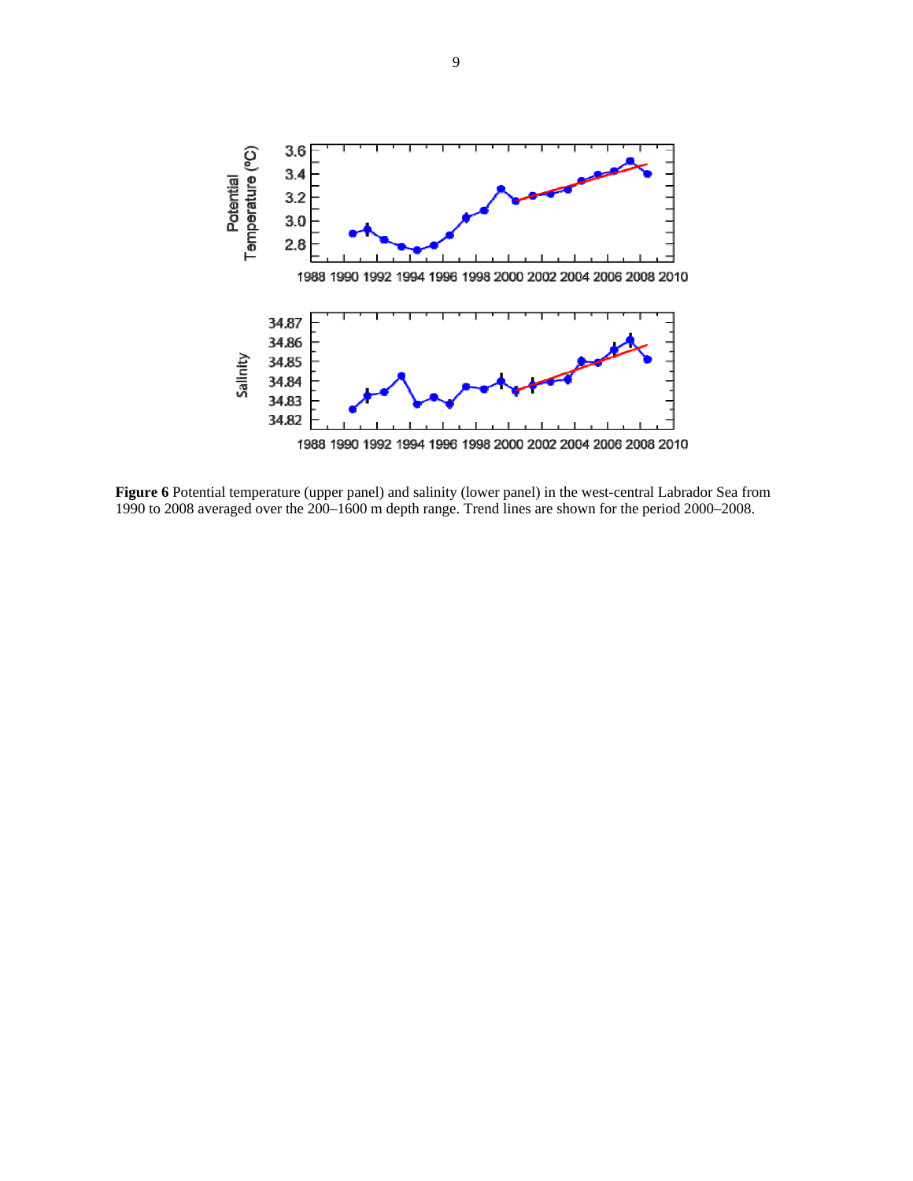Potential Temperature (°C)

3.6
3.4
3.2
3.0
2.8

1988 1990 1992 1994 1996 1998 2000 2002 2004 2006 2008 2010

Salinity

34.87
34.86
34.85
34.84
34.83
34.82

1988 1990 1992 1994 1996 1998 2000 2002 2004 2006 2008 2010

**Figure 6** Potential temperature (upper panel) and salinity (lower panel) in the west-central Labrador Sea from 1990 to 2008 averaged over the 200–1600 m depth range. Trend lines are shown for the period 2000–2008.